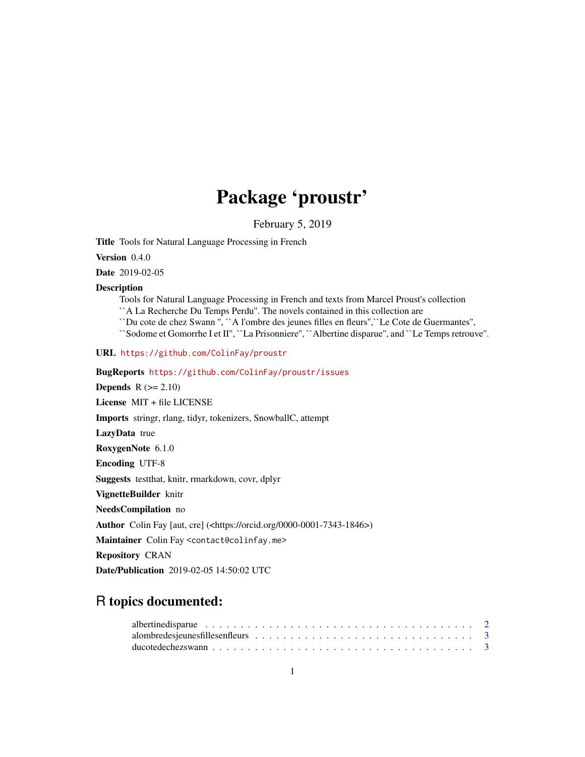# Package 'proustr'

February 5, 2019

**Title** Tools for Natural Language Processing in French

**Version** 0.4.0

**Date** 2019-02-05

**Description**
Tools for Natural Language Processing in French and texts from Marcel Proust's collection ``A La Recherche Du Temps Perdu''. The novels contained in this collection are ``Du cote de chez Swann '', ``A l'ombre des jeunes filles en fleurs'',``Le Cote de Guermantes'', ``Sodome et Gomorrhe I et II'', ``La Prisonniere'', ``Albertine disparue'', and ``Le Temps retrouve''.

**URL** https://github.com/ColinFay/proustr

**BugReports** https://github.com/ColinFay/proustr/issues

**Depends** R (>= 2.10)

**License** MIT + file LICENSE

**Imports** stringr, rlang, tidyr, tokenizers, SnowballC, attempt

**LazyData** true

**RoxygenNote** 6.1.0

**Encoding** UTF-8

**Suggests** testthat, knitr, rmarkdown, covr, dplyr

**VignetteBuilder** knitr

**NeedsCompilation** no

**Author** Colin Fay [aut, cre] (<https://orcid.org/0000-0001-7343-1846>)

**Maintainer** Colin Fay <contact@colinfay.me>

**Repository** CRAN

**Date/Publication** 2019-02-05 14:50:02 UTC

## R topics documented:

- albertinedisparue . . . . . . . . . . . . . . . . . . . . . . . . . . . . . . . . . . . . . 2
- alombredesjeunesfillesenfleurs . . . . . . . . . . . . . . . . . . . . . . . . . . . . . . 3
- ducotedechezswann . . . . . . . . . . . . . . . . . . . . . . . . . . . . . . . . . . . . 3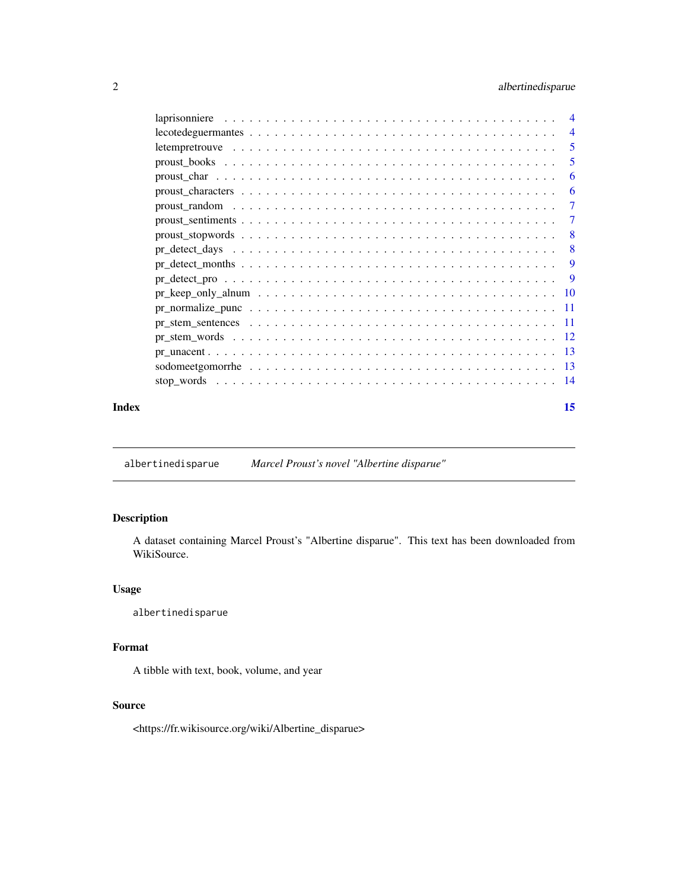laprisonniere . . . . . . . . . . . . . . . . . . . . . . . . . . . . . . . . . . . . 4
lecotedeguermantes . . . . . . . . . . . . . . . . . . . . . . . . . . . . . . . . . 4
letempretrouve . . . . . . . . . . . . . . . . . . . . . . . . . . . . . . . . . . . . 5
proust_books . . . . . . . . . . . . . . . . . . . . . . . . . . . . . . . . . . . . . 5
proust_char . . . . . . . . . . . . . . . . . . . . . . . . . . . . . . . . . . . . . 6
proust_characters . . . . . . . . . . . . . . . . . . . . . . . . . . . . . . . . . . 6
proust_random . . . . . . . . . . . . . . . . . . . . . . . . . . . . . . . . . . . . 7
proust_sentiments . . . . . . . . . . . . . . . . . . . . . . . . . . . . . . . . . . 7
proust_stopwords . . . . . . . . . . . . . . . . . . . . . . . . . . . . . . . . . . . 8
pr_detect_days . . . . . . . . . . . . . . . . . . . . . . . . . . . . . . . . . . . . 8
pr_detect_months . . . . . . . . . . . . . . . . . . . . . . . . . . . . . . . . . . . 9
pr_detect_pro . . . . . . . . . . . . . . . . . . . . . . . . . . . . . . . . . . . . . 9
pr_keep_only_alnum . . . . . . . . . . . . . . . . . . . . . . . . . . . . . . . . . . 10
pr_normalize_punc . . . . . . . . . . . . . . . . . . . . . . . . . . . . . . . . . . 11
pr_stem_sentences . . . . . . . . . . . . . . . . . . . . . . . . . . . . . . . . . . 11
pr_stem_words . . . . . . . . . . . . . . . . . . . . . . . . . . . . . . . . . . . . . 12
pr_unacent . . . . . . . . . . . . . . . . . . . . . . . . . . . . . . . . . . . . . . 13
sodomeetgomorrhe . . . . . . . . . . . . . . . . . . . . . . . . . . . . . . . . . . 13
stop_words . . . . . . . . . . . . . . . . . . . . . . . . . . . . . . . . . . . . . . 14

**Index** **15**

---

`albertinedisparue` *Marcel Proust's novel "Albertine disparue"*

---

### Description

A dataset containing Marcel Proust's "Albertine disparue". This text has been downloaded from WikiSource.

### Usage

```
albertinedisparue
```

### Format

A tibble with text, book, volume, and year

### Source

<https://fr.wikisource.org/wiki/Albertine_disparue>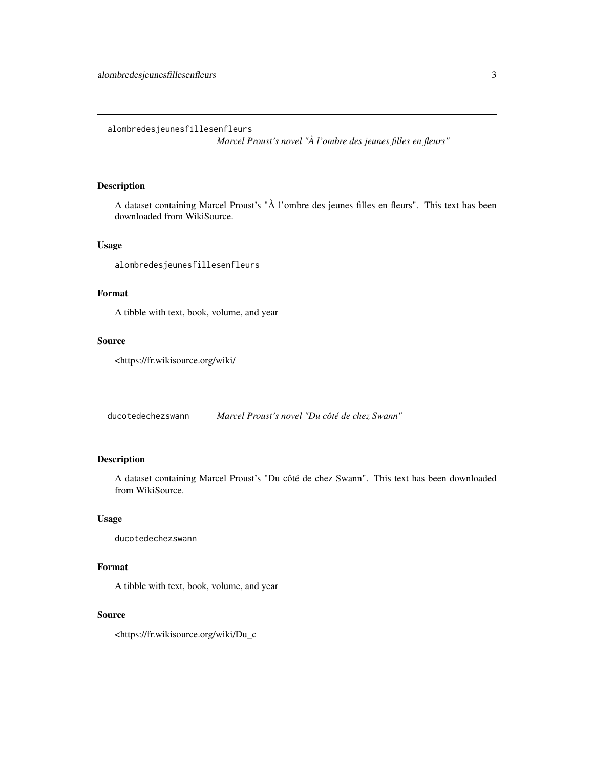## alombredesjeunesfillesenfleurs — *Marcel Proust's novel "À l'ombre des jeunes filles en fleurs"*

### Description

A dataset containing Marcel Proust's "À l'ombre des jeunes filles en fleurs". This text has been downloaded from WikiSource.

### Usage

```
alombredesjeunesfillesenfleurs
```

### Format

A tibble with text, book, volume, and year

### Source

<https://fr.wikisource.org/wiki/

## ducotedechezswann — *Marcel Proust's novel "Du côté de chez Swann"*

### Description

A dataset containing Marcel Proust's "Du côté de chez Swann". This text has been downloaded from WikiSource.

### Usage

```
ducotedechezswann
```

### Format

A tibble with text, book, volume, and year

### Source

<https://fr.wikisource.org/wiki/Du_c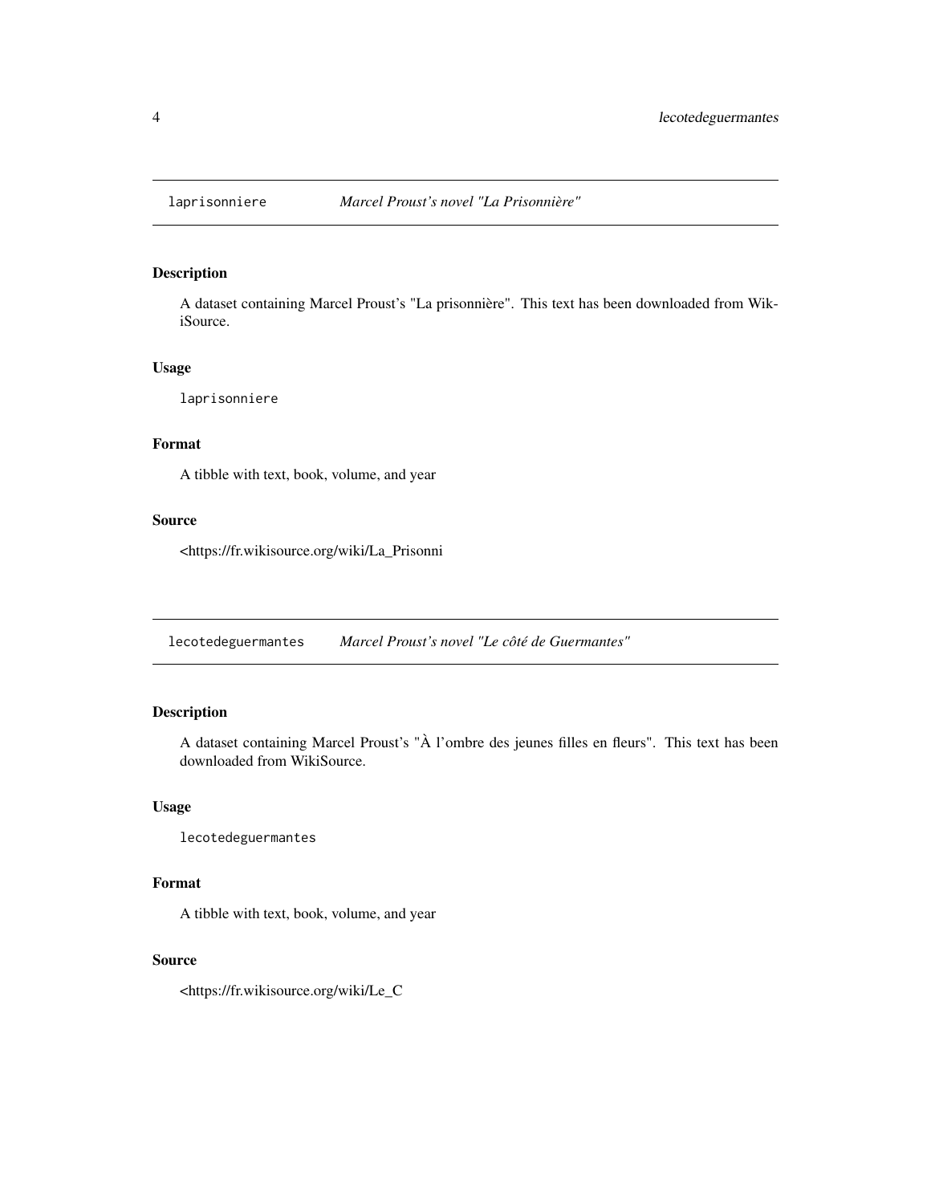## laprisonniere *Marcel Proust's novel "La Prisonnière"*

### Description

A dataset containing Marcel Proust's "La prisonnière". This text has been downloaded from WikiSource.

### Usage

```
laprisonniere
```

### Format

A tibble with text, book, volume, and year

### Source

<https://fr.wikisource.org/wiki/La_Prisonni

## lecotedeguermantes *Marcel Proust's novel "Le côté de Guermantes"*

### Description

A dataset containing Marcel Proust's "À l'ombre des jeunes filles en fleurs". This text has been downloaded from WikiSource.

### Usage

```
lecotedeguermantes
```

### Format

A tibble with text, book, volume, and year

### Source

<https://fr.wikisource.org/wiki/Le_C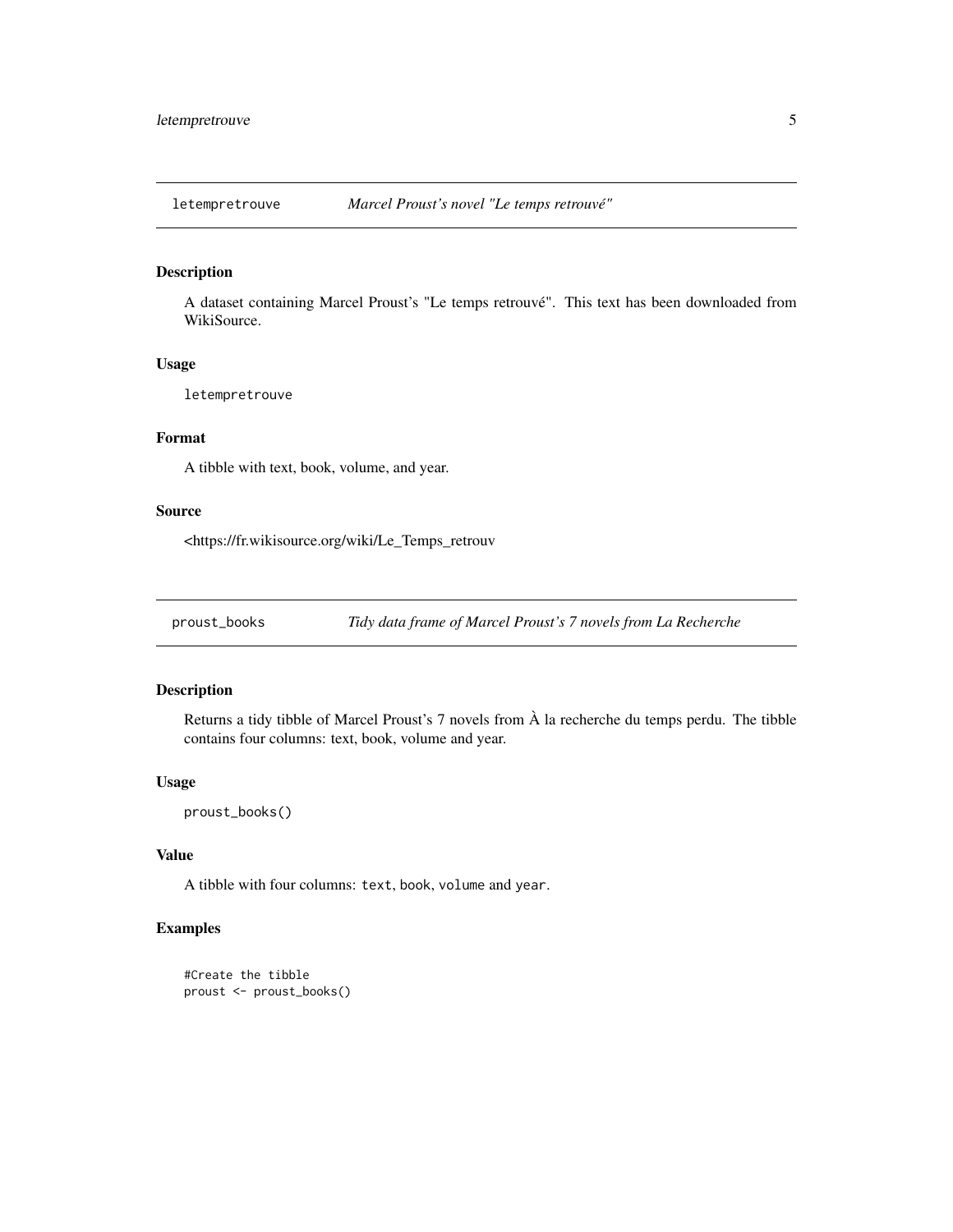## letempretrouve — *Marcel Proust's novel "Le temps retrouvé"*

### Description

A dataset containing Marcel Proust's "Le temps retrouvé". This text has been downloaded from WikiSource.

### Usage

```
letempretrouve
```

### Format

A tibble with text, book, volume, and year.

### Source

<https://fr.wikisource.org/wiki/Le_Temps_retrouv

## proust_books — *Tidy data frame of Marcel Proust's 7 novels from La Recherche*

### Description

Returns a tidy tibble of Marcel Proust's 7 novels from À la recherche du temps perdu. The tibble contains four columns: text, book, volume and year.

### Usage

```
proust_books()
```

### Value

A tibble with four columns: `text`, `book`, `volume` and `year`.

### Examples

```
#Create the tibble
proust <- proust_books()
```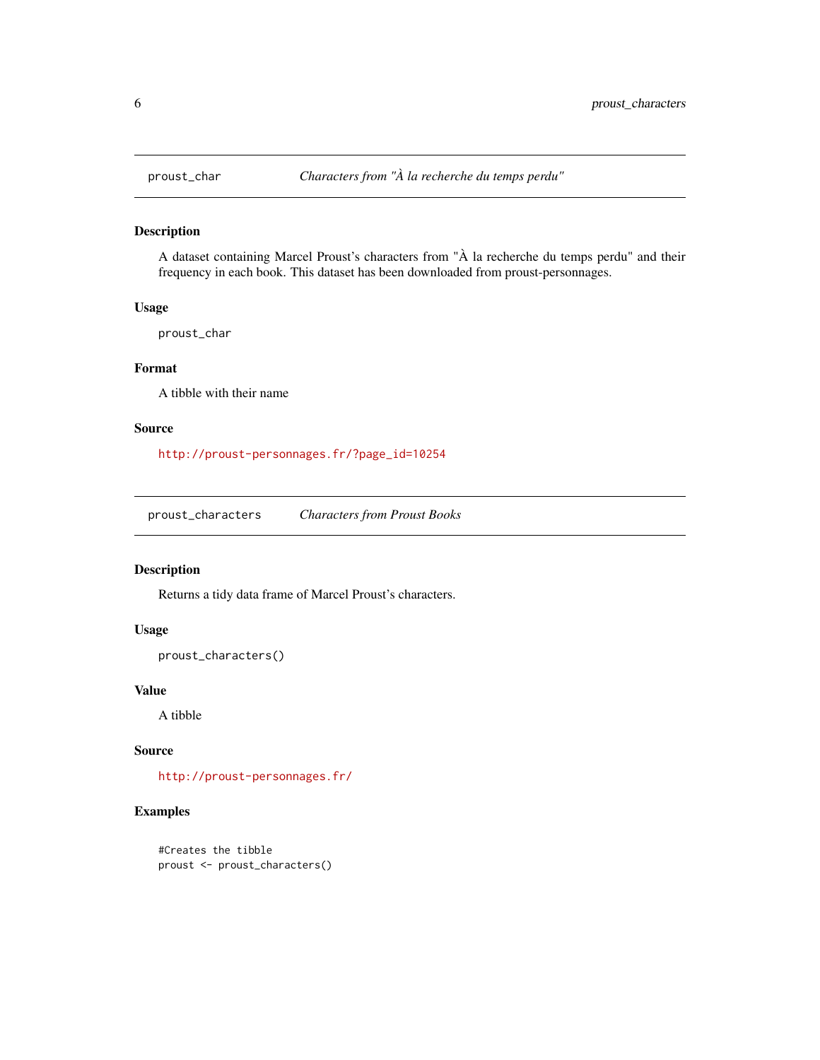## proust_char — *Characters from "À la recherche du temps perdu"*

### Description

A dataset containing Marcel Proust's characters from "À la recherche du temps perdu" and their frequency in each book. This dataset has been downloaded from proust-personnages.

### Usage

```
proust_char
```

### Format

A tibble with their name

### Source

http://proust-personnages.fr/?page_id=10254

## proust_characters — *Characters from Proust Books*

### Description

Returns a tidy data frame of Marcel Proust's characters.

### Usage

```
proust_characters()
```

### Value

A tibble

### Source

http://proust-personnages.fr/

### Examples

```
#Creates the tibble
proust <- proust_characters()
```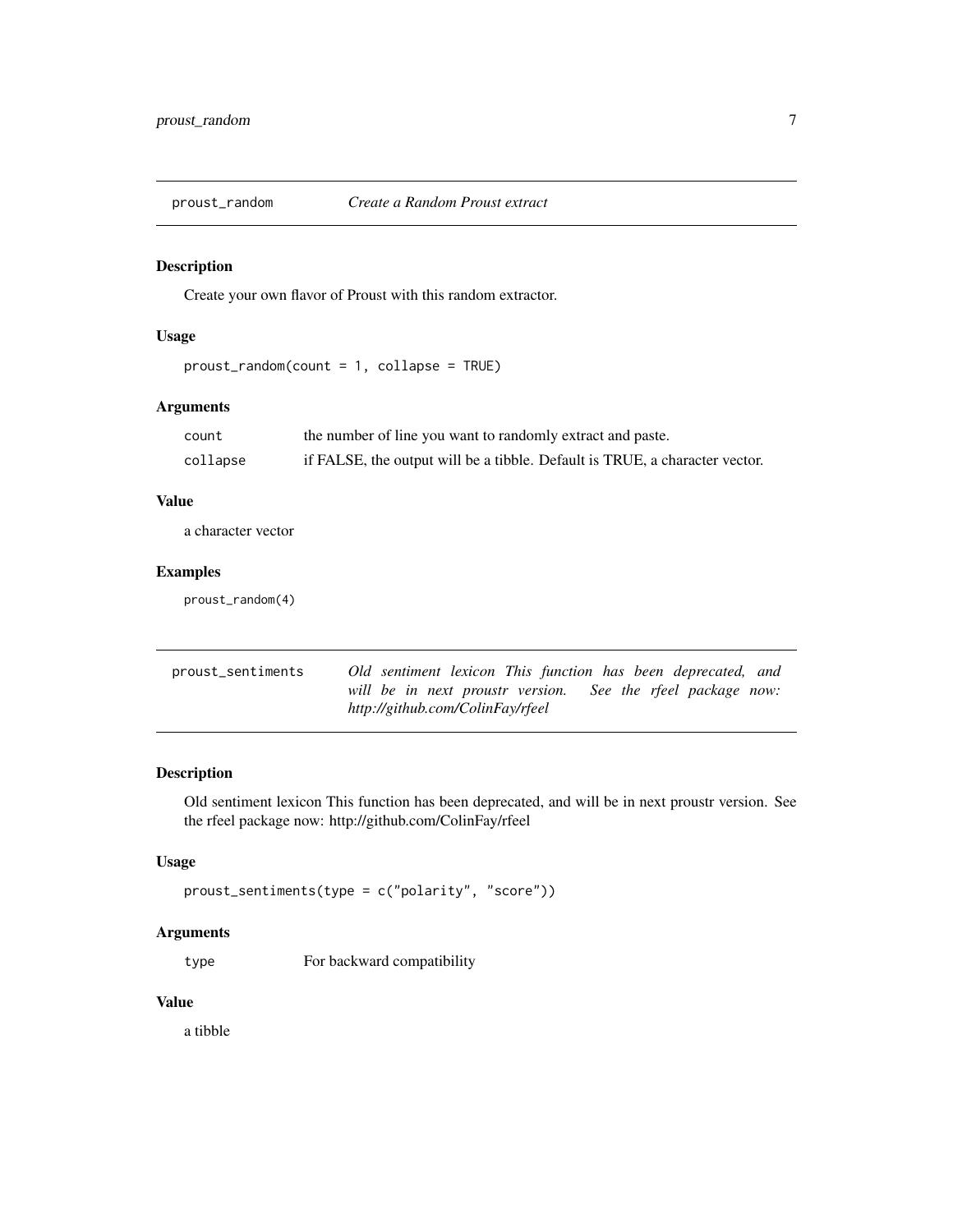## proust_random — *Create a Random Proust extract*

### Description

Create your own flavor of Proust with this random extractor.

### Usage

```
proust_random(count = 1, collapse = TRUE)
```

### Arguments

| | |
|---|---|
| count | the number of line you want to randomly extract and paste. |
| collapse | if FALSE, the output will be a tibble. Default is TRUE, a character vector. |

### Value

a character vector

### Examples

```
proust_random(4)
```

## proust_sentiments — *Old sentiment lexicon This function has been deprecated, and will be in next proustr version. See the rfeel package now: http://github.com/ColinFay/rfeel*

### Description

Old sentiment lexicon This function has been deprecated, and will be in next proustr version. See the rfeel package now: http://github.com/ColinFay/rfeel

### Usage

```
proust_sentiments(type = c("polarity", "score"))
```

### Arguments

| | |
|---|---|
| type | For backward compatibility |

### Value

a tibble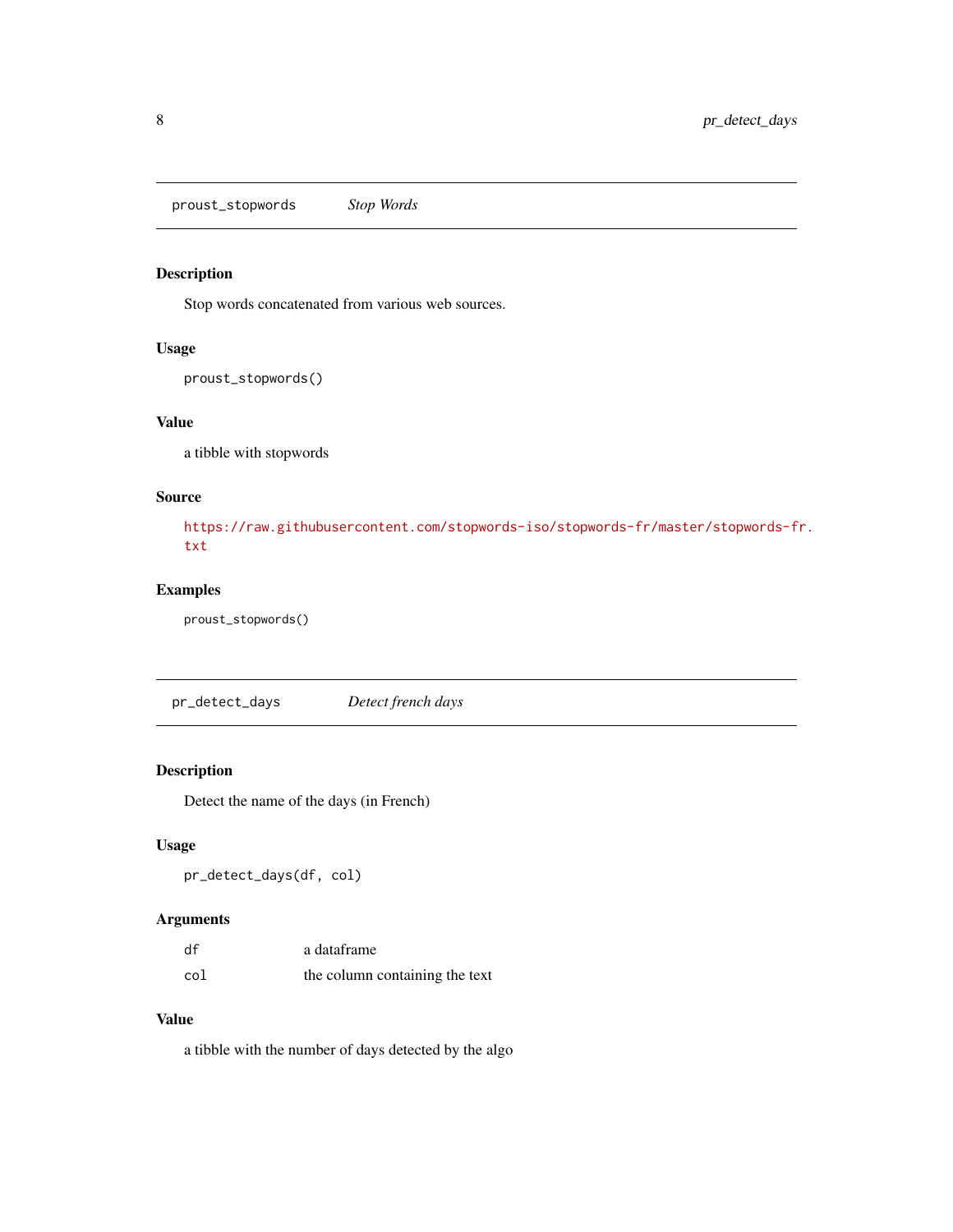## proust_stopwords *Stop Words*

### Description

Stop words concatenated from various web sources.

### Usage

```
proust_stopwords()
```

### Value

a tibble with stopwords

### Source

https://raw.githubusercontent.com/stopwords-iso/stopwords-fr/master/stopwords-fr.txt

### Examples

```
proust_stopwords()
```

## pr_detect_days *Detect french days*

### Description

Detect the name of the days (in French)

### Usage

```
pr_detect_days(df, col)
```

### Arguments

| | |
|---|---|
| df | a dataframe |
| col | the column containing the text |

### Value

a tibble with the number of days detected by the algo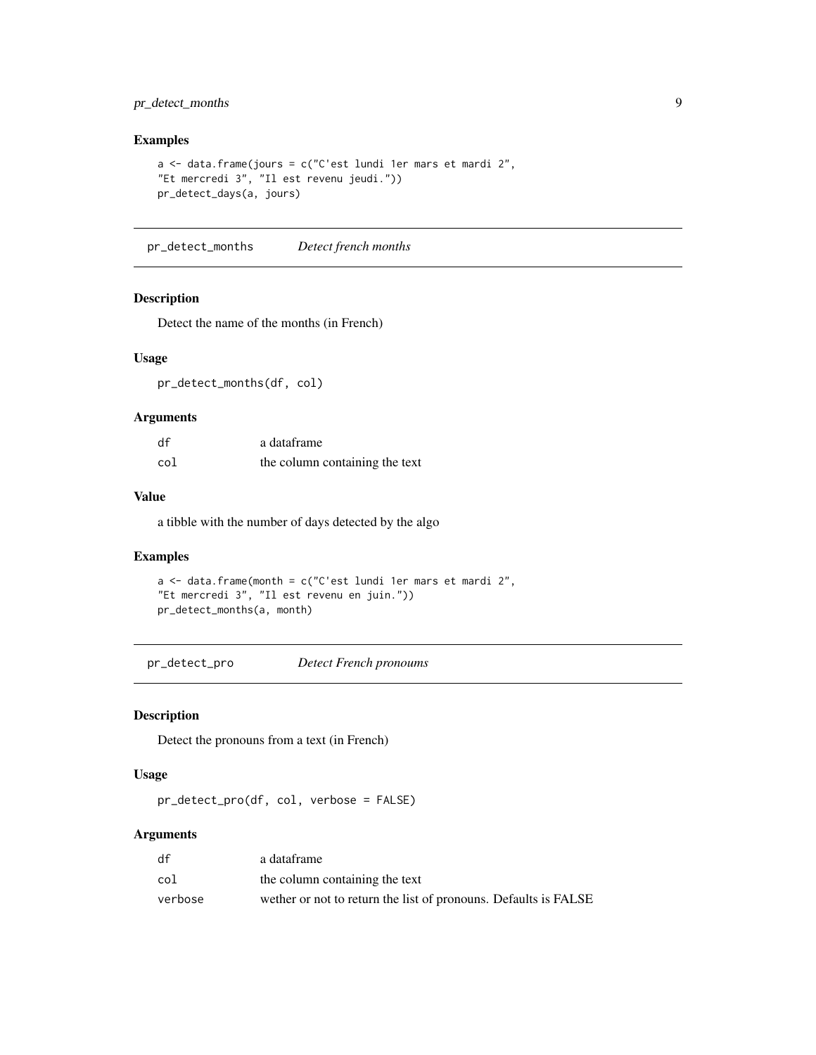### Examples

```
a <- data.frame(jours = c("C'est lundi 1er mars et mardi 2",
"Et mercredi 3", "Il est revenu jeudi."))
pr_detect_days(a, jours)
```

---

## pr_detect_months *Detect french months*

### Description

Detect the name of the months (in French)

### Usage

```
pr_detect_months(df, col)
```

### Arguments

| | |
|---|---|
| df | a dataframe |
| col | the column containing the text |

### Value

a tibble with the number of days detected by the algo

### Examples

```
a <- data.frame(month = c("C'est lundi 1er mars et mardi 2",
"Et mercredi 3", "Il est revenu en juin."))
pr_detect_months(a, month)
```

---

## pr_detect_pro *Detect French pronoums*

### Description

Detect the pronouns from a text (in French)

### Usage

```
pr_detect_pro(df, col, verbose = FALSE)
```

### Arguments

| | |
|---|---|
| df | a dataframe |
| col | the column containing the text |
| verbose | wether or not to return the list of pronouns. Defaults is FALSE |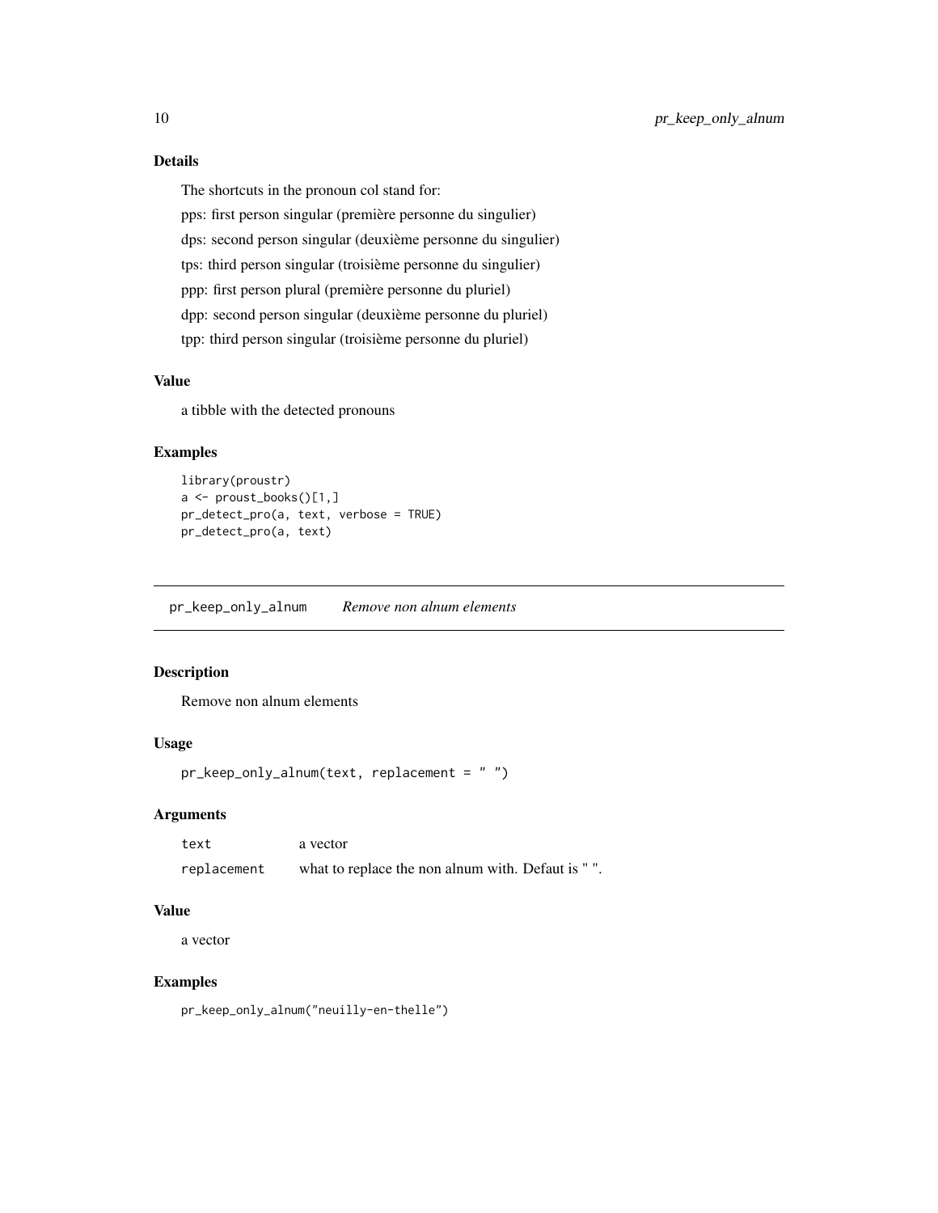## Details

The shortcuts in the pronoun col stand for:

pps: first person singular (première personne du singulier)

dps: second person singular (deuxième personne du singulier)

tps: third person singular (troisième personne du singulier)

ppp: first person plural (première personne du pluriel)

dpp: second person singular (deuxième personne du pluriel)

tpp: third person singular (troisième personne du pluriel)

## Value

a tibble with the detected pronouns

## Examples

```
library(proustr)
a <- proust_books()[1,]
pr_detect_pro(a, text, verbose = TRUE)
pr_detect_pro(a, text)
```

---

# pr_keep_only_alnum *Remove non alnum elements*

---

## Description

Remove non alnum elements

## Usage

```
pr_keep_only_alnum(text, replacement = " ")
```

## Arguments

| | |
|---|---|
| `text` | a vector |
| `replacement` | what to replace the non alnum with. Defaut is " ". |

## Value

a vector

## Examples

```
pr_keep_only_alnum("neuilly-en-thelle")
```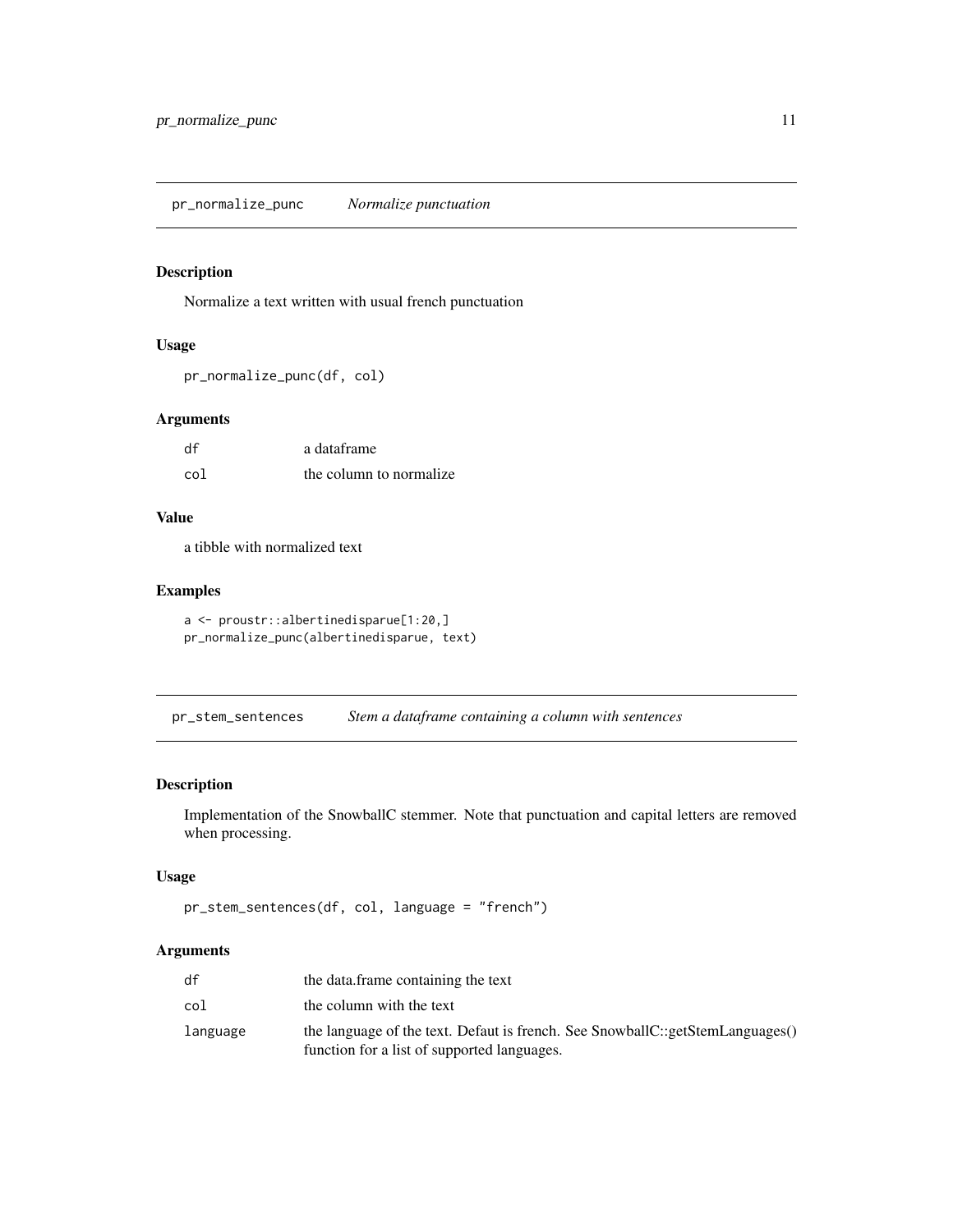## pr_normalize_punc — *Normalize punctuation*

### Description

Normalize a text written with usual french punctuation

### Usage

```
pr_normalize_punc(df, col)
```

### Arguments

| | |
|---|---|
| df | a dataframe |
| col | the column to normalize |

### Value

a tibble with normalized text

### Examples

```
a <- proustr::albertinedisparue[1:20,]
pr_normalize_punc(albertinedisparue, text)
```

## pr_stem_sentences — *Stem a dataframe containing a column with sentences*

### Description

Implementation of the SnowballC stemmer. Note that punctuation and capital letters are removed when processing.

### Usage

```
pr_stem_sentences(df, col, language = "french")
```

### Arguments

| | |
|---|---|
| df | the data.frame containing the text |
| col | the column with the text |
| language | the language of the text. Defaut is french. See SnowballC::getStemLanguages() function for a list of supported languages. |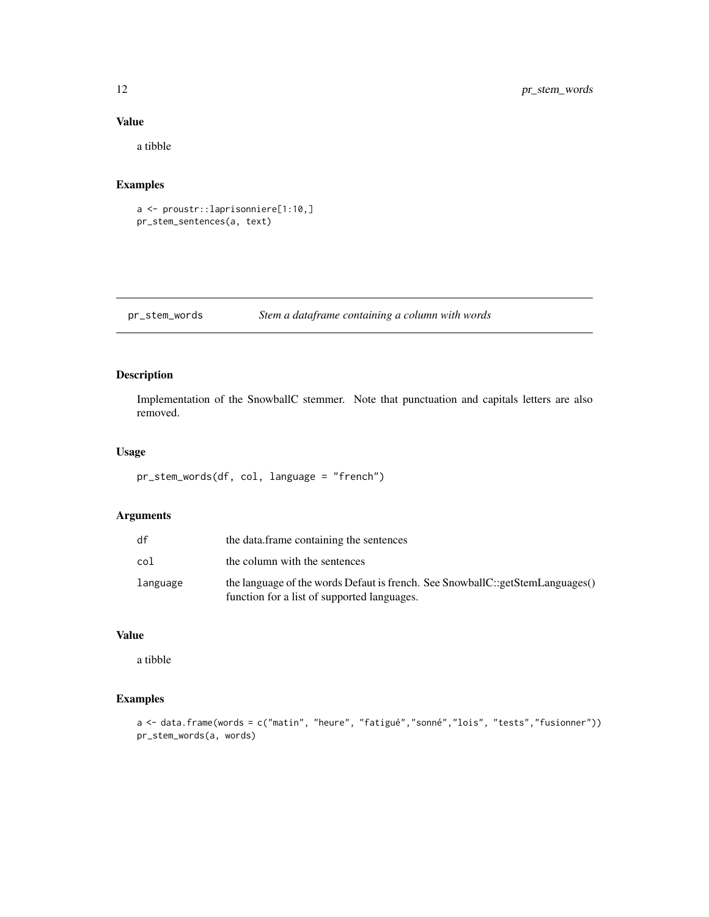## Value

a tibble

## Examples

```
a <- proustr::laprisonniere[1:10,]
pr_stem_sentences(a, text)
```

---

# pr_stem_words    *Stem a dataframe containing a column with words*

## Description

Implementation of the SnowballC stemmer. Note that punctuation and capitals letters are also removed.

## Usage

```
pr_stem_words(df, col, language = "french")
```

## Arguments

| | |
|---|---|
| df | the data.frame containing the sentences |
| col | the column with the sentences |
| language | the language of the words Defaut is french. See SnowballC::getStemLanguages() function for a list of supported languages. |

## Value

a tibble

## Examples

```
a <- data.frame(words = c("matin", "heure", "fatigué","sonné","lois", "tests","fusionner"))
pr_stem_words(a, words)
```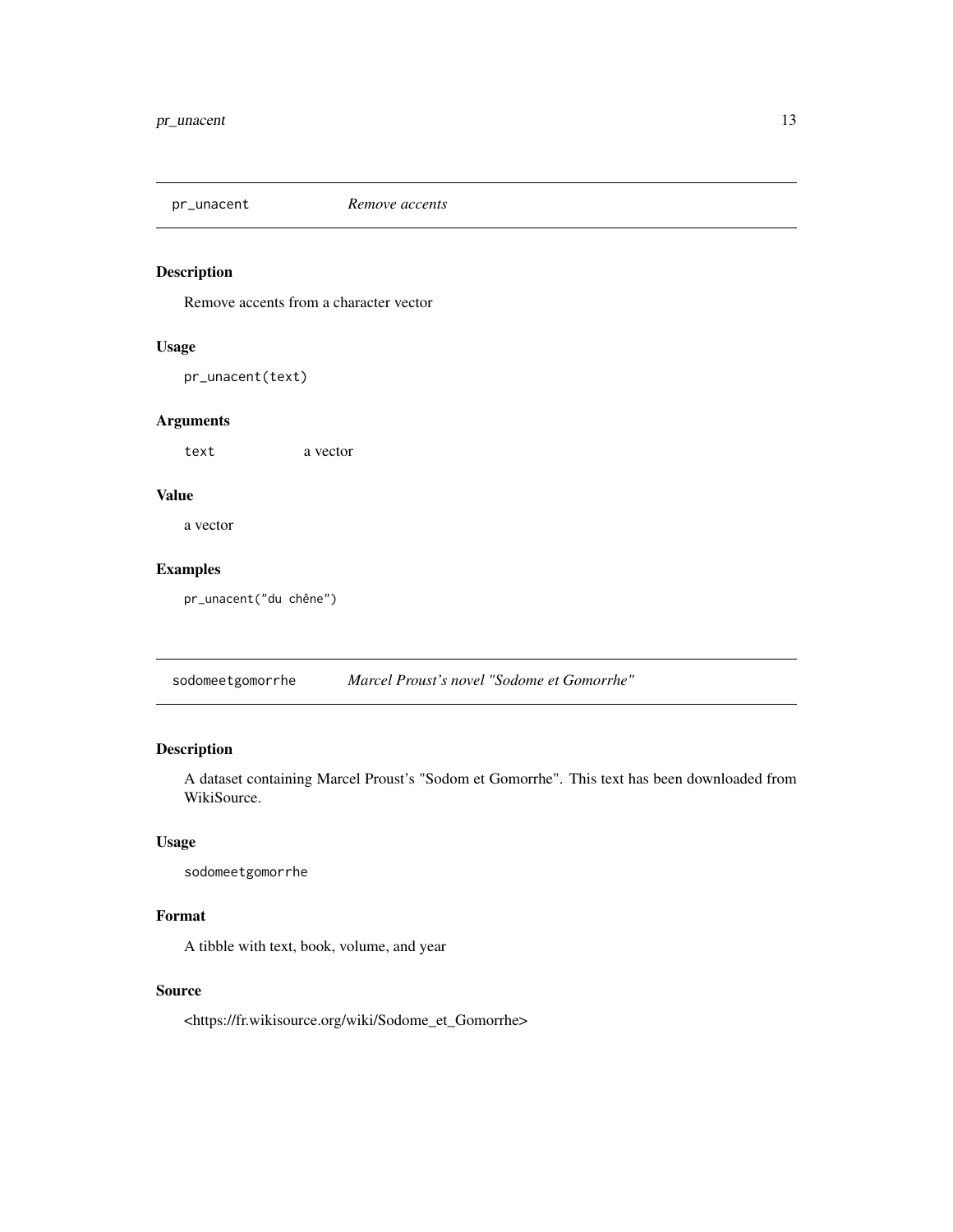## pr_unacent    *Remove accents*

### Description

Remove accents from a character vector

### Usage

```
pr_unacent(text)
```

### Arguments

| | |
|---|---|
| `text` | a vector |

### Value

a vector

### Examples

```
pr_unacent("du chêne")
```

## sodomeetgomorrhe    *Marcel Proust's novel "Sodome et Gomorrhe"*

### Description

A dataset containing Marcel Proust's "Sodom et Gomorrhe". This text has been downloaded from WikiSource.

### Usage

```
sodomeetgomorrhe
```

### Format

A tibble with text, book, volume, and year

### Source

<https://fr.wikisource.org/wiki/Sodome_et_Gomorrhe>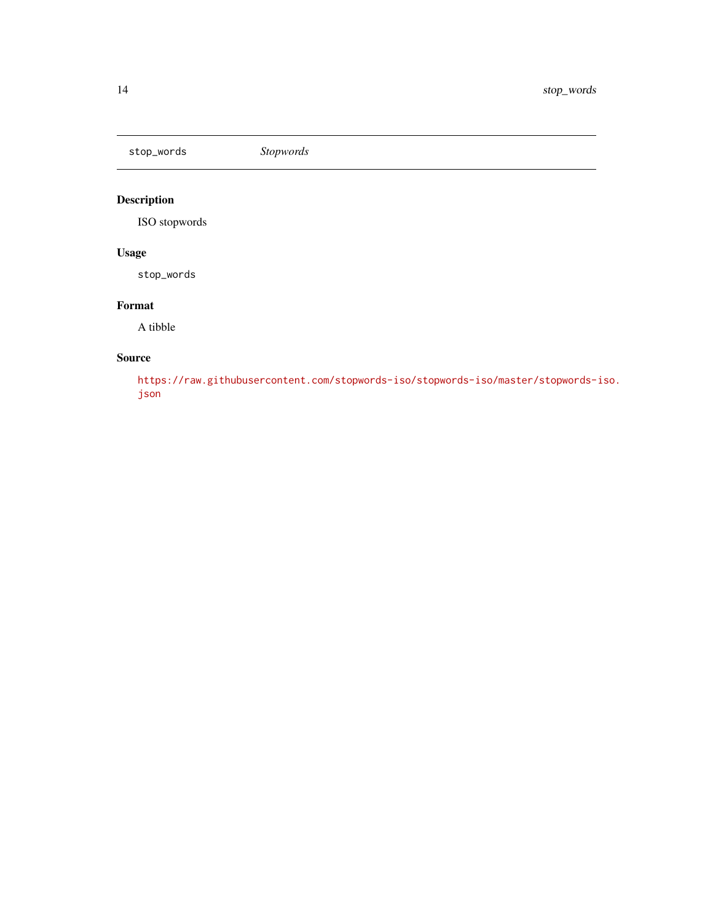stop_words *Stopwords*

## Description

ISO stopwords

## Usage

```
stop_words
```

## Format

A tibble

## Source

https://raw.githubusercontent.com/stopwords-iso/stopwords-iso/master/stopwords-iso.json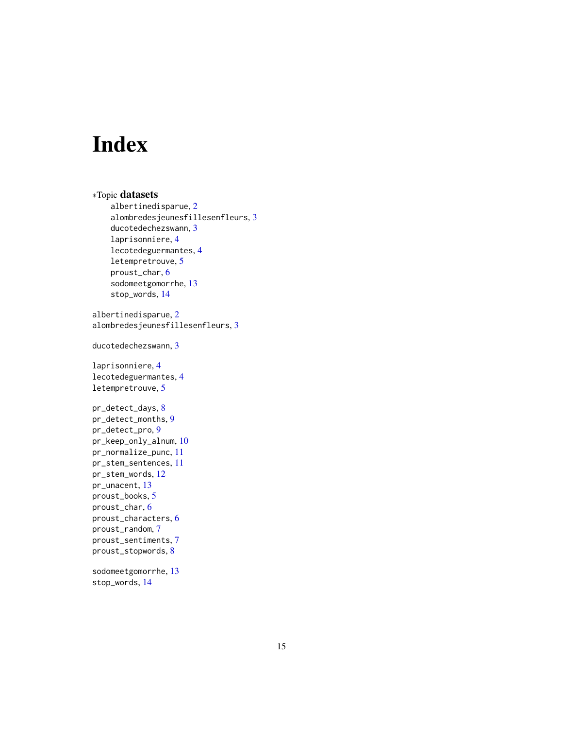# Index

*Topic **datasets**

- albertinedisparue, 2
- alombredesjeunesfillesenfleurs, 3
- ducotedechezswann, 3
- laprisonniere, 4
- lecotedeguermantes, 4
- letempretrouve, 5
- proust_char, 6
- sodomeetgomorrhe, 13
- stop_words, 14

albertinedisparue, 2
alombredesjeunesfillesenfleurs, 3

ducotedechezswann, 3

laprisonniere, 4
lecotedeguermantes, 4
letempretrouve, 5

pr_detect_days, 8
pr_detect_months, 9
pr_detect_pro, 9
pr_keep_only_alnum, 10
pr_normalize_punc, 11
pr_stem_sentences, 11
pr_stem_words, 12
pr_unacent, 13
proust_books, 5
proust_char, 6
proust_characters, 6
proust_random, 7
proust_sentiments, 7
proust_stopwords, 8

sodomeetgomorrhe, 13
stop_words, 14